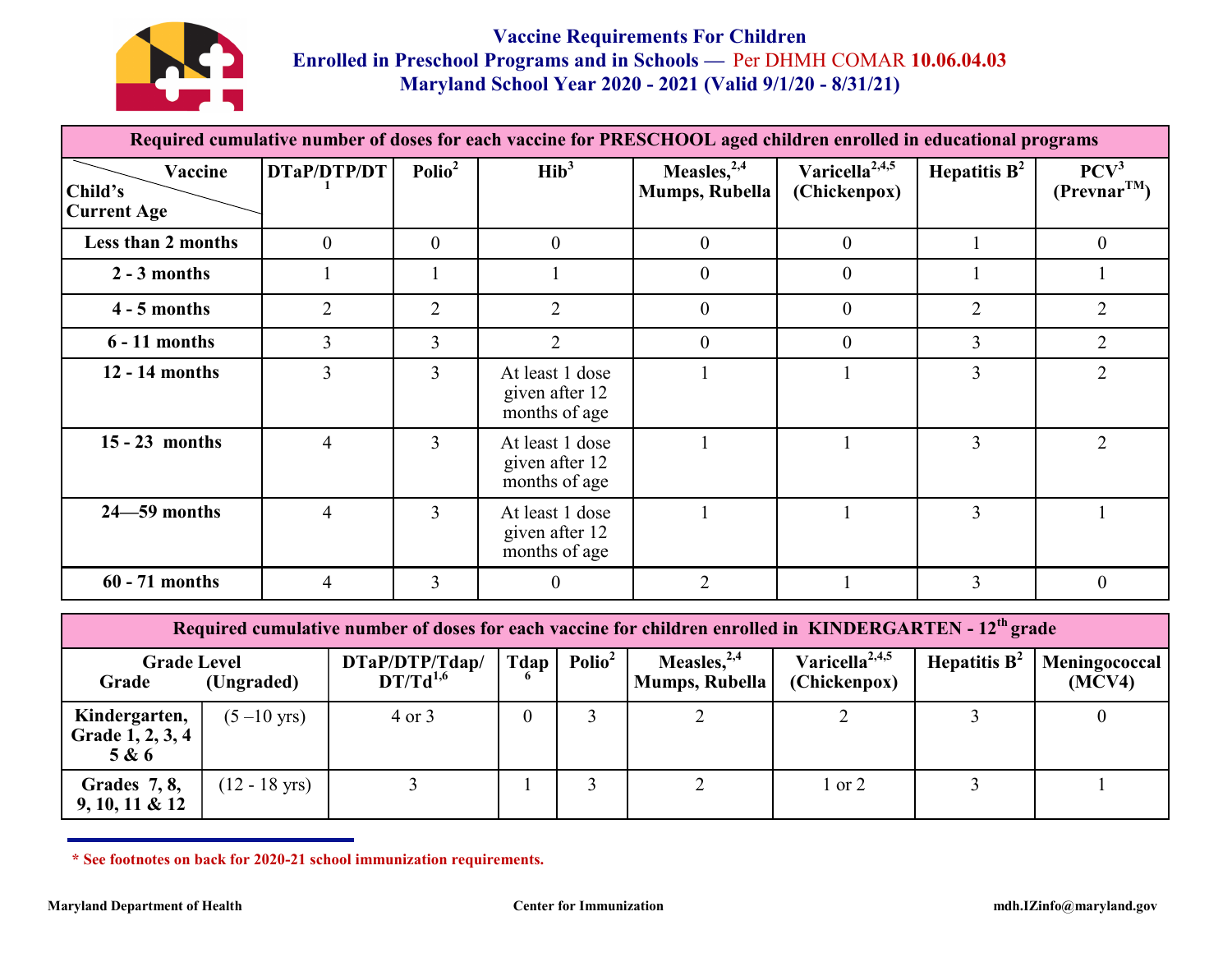# Vaccine Requirements For Children Enrolled in Preschool Programs and in Schools — Per DHMH COMAR 10.06.04.03

## Maryland School Year 2020 - 2021 (Valid 9/1/20 - 8/31/21)

| **Required cumulative number of doses for each vaccine for PRESCHOOL aged children enrolled in educational programs** | | | | | | | |
|---|---|---|---|---|---|---|---|
| **Child's Current Age \ Vaccine** | **DTaP/DTP/DT[1]** | **Polio[2]** | **Hib[3]** | **Measles,[2,4] Mumps, Rubella** | **Varicella[2,4,5] (Chickenpox)** | **Hepatitis B[2]** | **PCV[3] (Prevnar™)** |
| **Less than 2 months** | 0 | 0 | 0 | 0 | 0 | 1 | 0 |
| **2 - 3 months** | 1 | 1 | 1 | 0 | 0 | 1 | 1 |
| **4 - 5 months** | 2 | 2 | 2 | 0 | 0 | 2 | 2 |
| **6 - 11 months** | 3 | 3 | 2 | 0 | 0 | 3 | 2 |
| **12 - 14 months** | 3 | 3 | At least 1 dose given after 12 months of age | 1 | 1 | 3 | 2 |
| **15 - 23 months** | 4 | 3 | At least 1 dose given after 12 months of age | 1 | 1 | 3 | 2 |
| **24—59 months** | 4 | 3 | At least 1 dose given after 12 months of age | 1 | 1 | 3 | 1 |
| **60 - 71 months** | 4 | 3 | 0 | 2 | 1 | 3 | 0 |

| **Required cumulative number of doses for each vaccine for children enrolled in KINDERGARTEN - 12th grade** | | | | | | | | |
|---|---|---|---|---|---|---|---|---|
| **Grade Level: Grade** | **(Ungraded)** | **DTaP/DTP/Tdap/DT/Td[1,6]** | **Tdap[6]** | **Polio[2]** | **Measles,[2,4] Mumps, Rubella** | **Varicella[2,4,5] (Chickenpox)** | **Hepatitis B[2]** | **Meningococcal (MCV4)** |
| **Kindergarten, Grade 1, 2, 3, 4 5 & 6** | (5 –10 yrs) | 4 or 3 | 0 | 3 | 2 | 2 | 3 | 0 |
| **Grades 7, 8, 9, 10, 11 & 12** | (12 - 18 yrs) | 3 | 1 | 3 | 2 | 1 or 2 | 3 | 1 |

**\* See footnotes on back for 2020-21 school immunization requirements.**

**Maryland Department of Health** **Center for Immunization** **mdh.IZinfo@maryland.gov**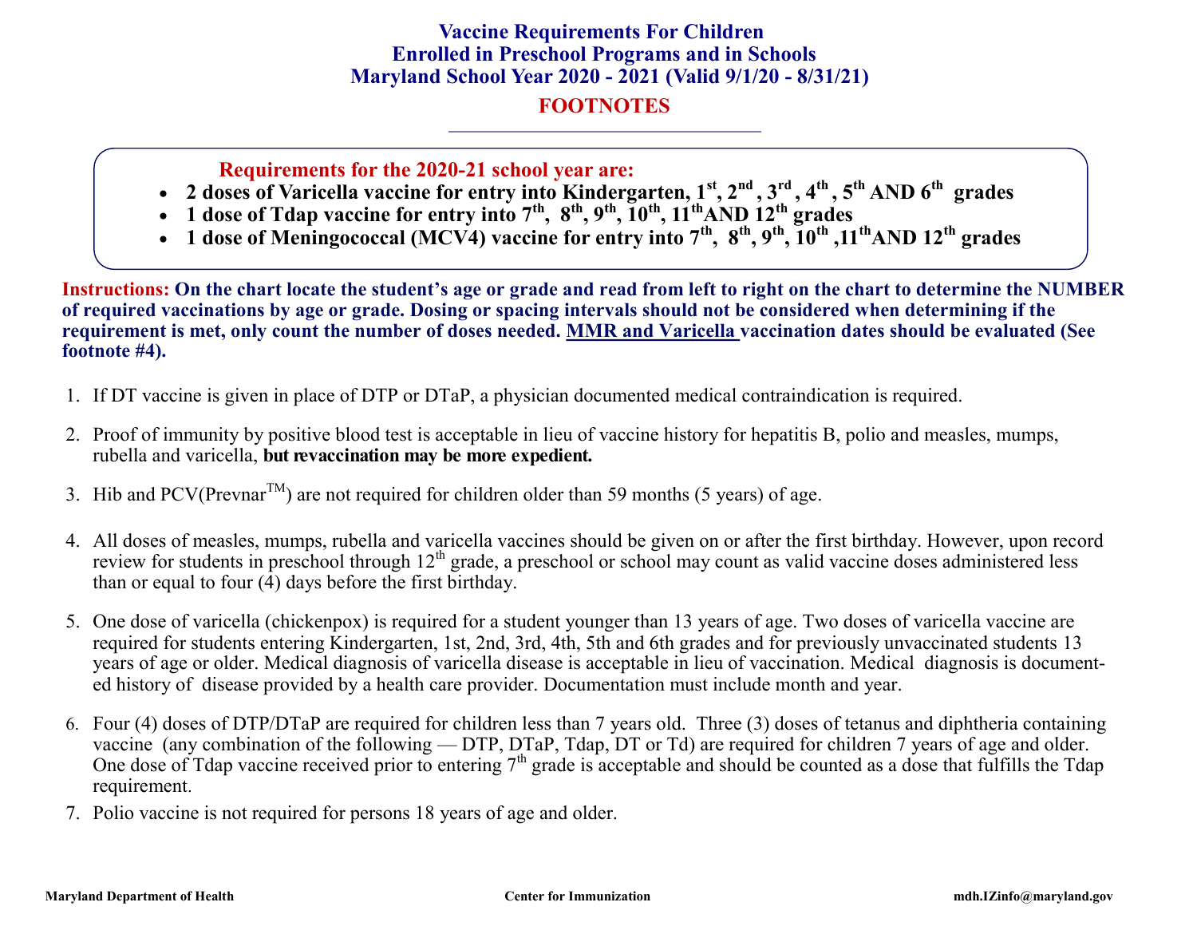# Vaccine Requirements For Children Enrolled in Preschool Programs and in Schools Maryland School Year 2020 - 2021 (Valid 9/1/20 - 8/31/21)

## FOOTNOTES

**Requirements for the 2020-21 school year are:**

- **2 doses of Varicella vaccine for entry into Kindergarten, 1st, 2nd, 3rd, 4th, 5th AND 6th grades**
- **1 dose of Tdap vaccine for entry into 7th, 8th, 9th, 10th, 11th AND 12th grades**
- **1 dose of Meningococcal (MCV4) vaccine for entry into 7th, 8th, 9th, 10th, 11th AND 12th grades**

**Instructions: On the chart locate the student's age or grade and read from left to right on the chart to determine the NUMBER of required vaccinations by age or grade. Dosing or spacing intervals should not be considered when determining if the requirement is met, only count the number of doses needed. MMR and Varicella vaccination dates should be evaluated (See footnote #4).**

1. If DT vaccine is given in place of DTP or DTaP, a physician documented medical contraindication is required.

2. Proof of immunity by positive blood test is acceptable in lieu of vaccine history for hepatitis B, polio and measles, mumps, rubella and varicella, **but revaccination may be more expedient.**

3. Hib and PCV(Prevnar™) are not required for children older than 59 months (5 years) of age.

4. All doses of measles, mumps, rubella and varicella vaccines should be given on or after the first birthday. However, upon record review for students in preschool through 12th grade, a preschool or school may count as valid vaccine doses administered less than or equal to four (4) days before the first birthday.

5. One dose of varicella (chickenpox) is required for a student younger than 13 years of age. Two doses of varicella vaccine are required for students entering Kindergarten, 1st, 2nd, 3rd, 4th, 5th and 6th grades and for previously unvaccinated students 13 years of age or older. Medical diagnosis of varicella disease is acceptable in lieu of vaccination. Medical diagnosis is documented history of disease provided by a health care provider. Documentation must include month and year.

6. Four (4) doses of DTP/DTaP are required for children less than 7 years old. Three (3) doses of tetanus and diphtheria containing vaccine (any combination of the following — DTP, DTaP, Tdap, DT or Td) are required for children 7 years of age and older. One dose of Tdap vaccine received prior to entering 7th grade is acceptable and should be counted as a dose that fulfills the Tdap requirement.

7. Polio vaccine is not required for persons 18 years of age and older.

Maryland Department of Health    Center for Immunization    mdh.IZinfo@maryland.gov